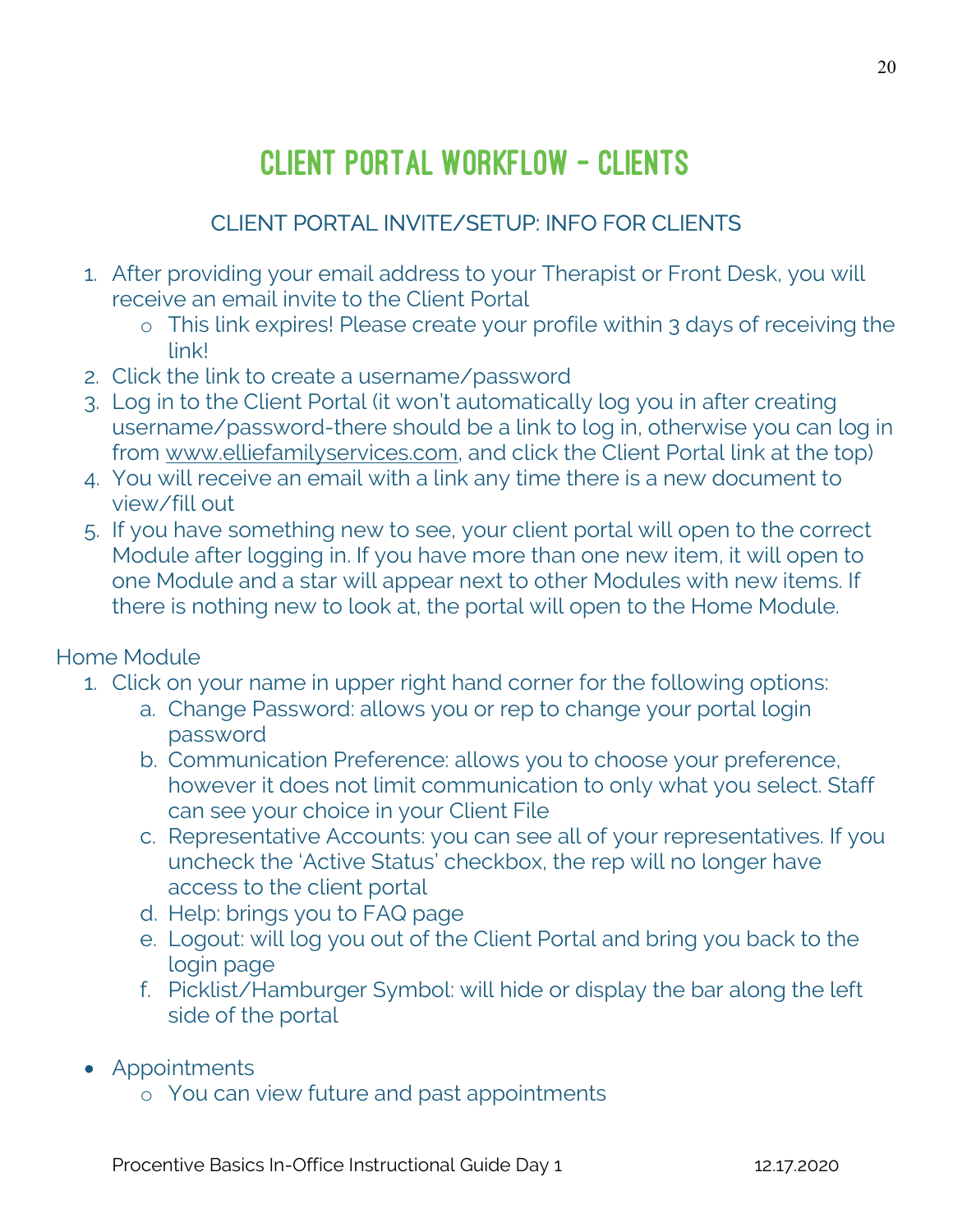# CLIENT PORTAL WORKFLOW – CLIENTS

## CLIENT PORTAL INVITE/SETUP: INFO FOR CLIENTS

1. After providing your email address to your Therapist or Front Desk, you will receive an email invite to the Client Portal
   - This link expires! Please create your profile within 3 days of receiving the link!
2. Click the link to create a username/password
3. Log in to the Client Portal (it won't automatically log you in after creating username/password-there should be a link to log in, otherwise you can log in from www.elliefamilyservices.com, and click the Client Portal link at the top)
4. You will receive an email with a link any time there is a new document to view/fill out
5. If you have something new to see, your client portal will open to the correct Module after logging in. If you have more than one new item, it will open to one Module and a star will appear next to other Modules with new items. If there is nothing new to look at, the portal will open to the Home Module.

Home Module

1. Click on your name in upper right hand corner for the following options:
   a. Change Password: allows you or rep to change your portal login password
   b. Communication Preference: allows you to choose your preference, however it does not limit communication to only what you select. Staff can see your choice in your Client File
   c. Representative Accounts: you can see all of your representatives. If you uncheck the 'Active Status' checkbox, the rep will no longer have access to the client portal
   d. Help: brings you to FAQ page
   e. Logout: will log you out of the Client Portal and bring you back to the login page
   f. Picklist/Hamburger Symbol: will hide or display the bar along the left side of the portal

- Appointments
  - You can view future and past appointments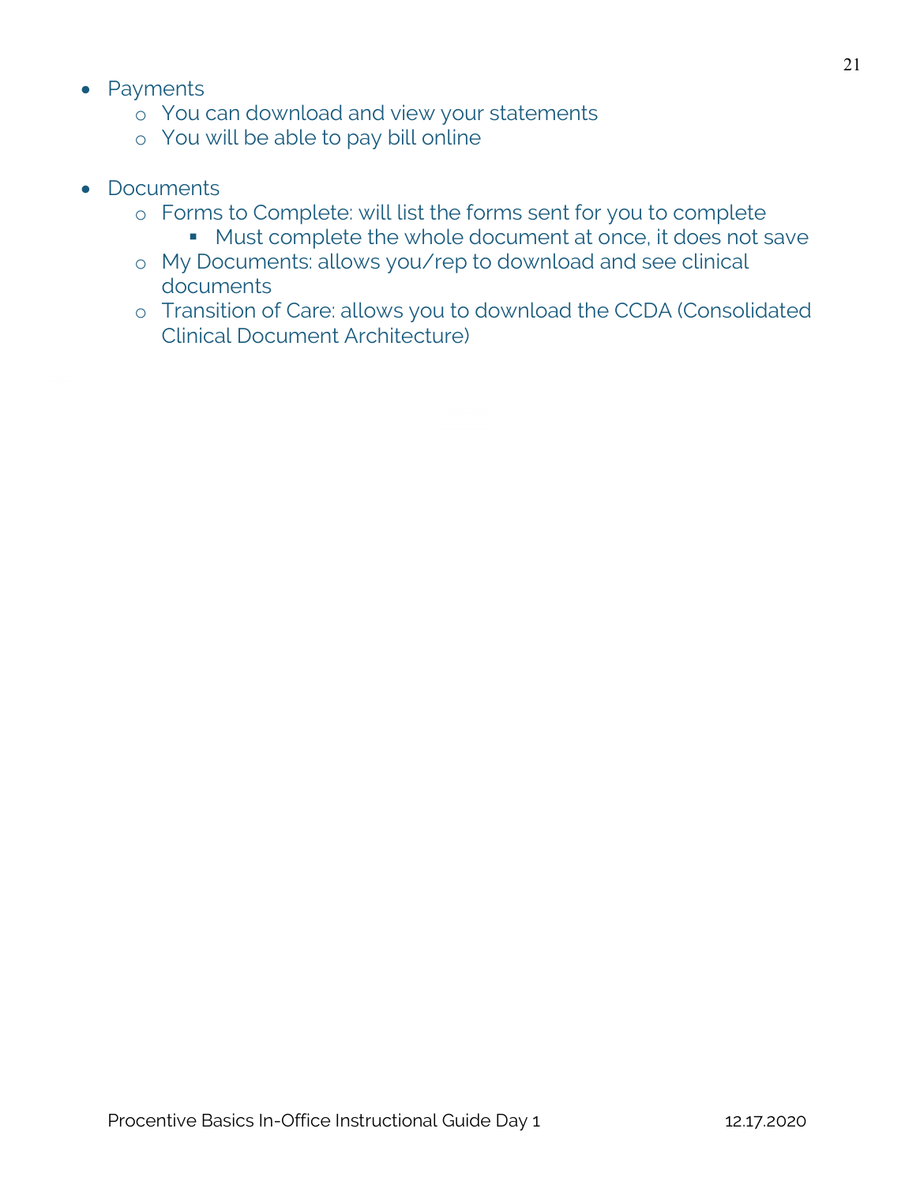- Payments
  - You can download and view your statements
  - You will be able to pay bill online

- Documents
  - Forms to Complete: will list the forms sent for you to complete
    - Must complete the whole document at once, it does not save
  - My Documents: allows you/rep to download and see clinical documents
  - Transition of Care: allows you to download the CCDA (Consolidated Clinical Document Architecture)